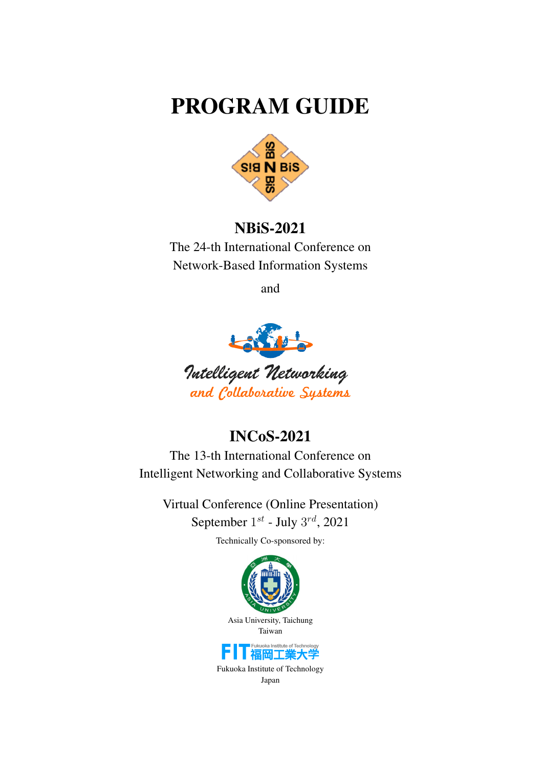# PROGRAM GUIDE

## NBiS-2021

The 24-th International Conference on
Network-Based Information Systems

and

Intelligent Networking
and Collaborative Systems

## INCoS-2021

The 13-th International Conference on
Intelligent Networking and Collaborative Systems

Virtual Conference (Online Presentation)
September $1^{st}$ - July $3^{rd}$, 2021

Technically Co-sponsored by:

Asia University, Taichung
Taiwan

Fukuoka Institute of Technology
Japan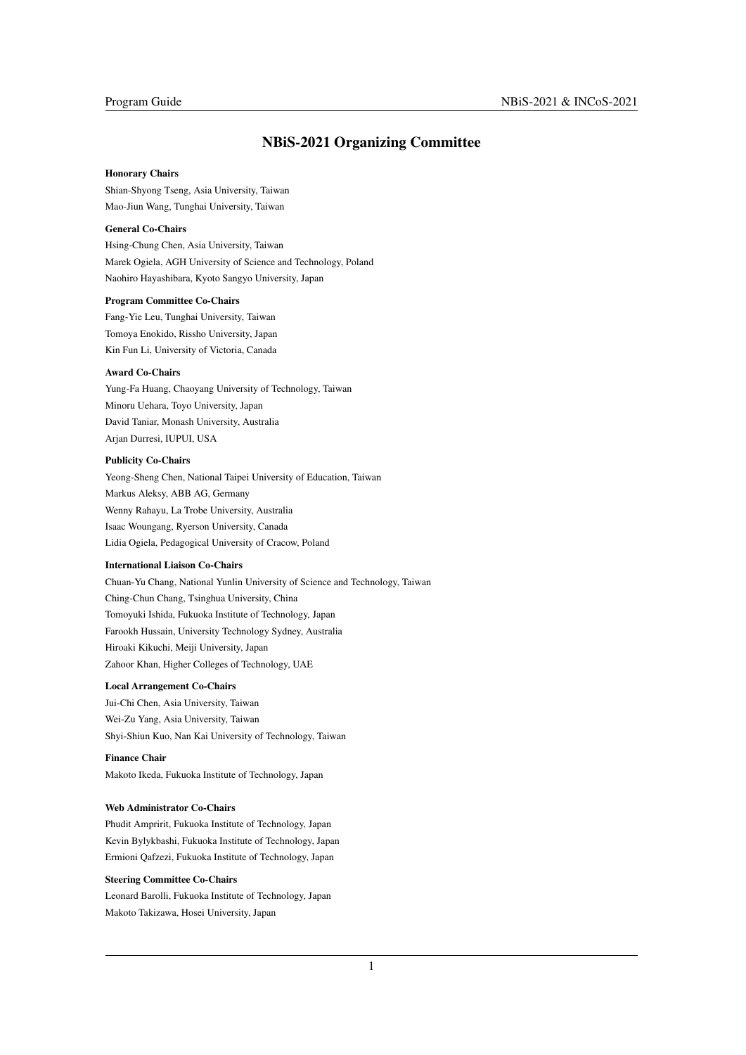# NBiS-2021 Organizing Committee

**Honorary Chairs**

Shian-Shyong Tseng, Asia University, Taiwan
Mao-Jiun Wang, Tunghai University, Taiwan

**General Co-Chairs**

Hsing-Chung Chen, Asia University, Taiwan
Marek Ogiela, AGH University of Science and Technology, Poland
Naohiro Hayashibara, Kyoto Sangyo University, Japan

**Program Committee Co-Chairs**

Fang-Yie Leu, Tunghai University, Taiwan
Tomoya Enokido, Rissho University, Japan
Kin Fun Li, University of Victoria, Canada

**Award Co-Chairs**

Yung-Fa Huang, Chaoyang University of Technology, Taiwan
Minoru Uehara, Toyo University, Japan
David Taniar, Monash University, Australia
Arjan Durresi, IUPUI, USA

**Publicity Co-Chairs**

Yeong-Sheng Chen, National Taipei University of Education, Taiwan
Markus Aleksy, ABB AG, Germany
Wenny Rahayu, La Trobe University, Australia
Isaac Woungang, Ryerson University, Canada
Lidia Ogiela, Pedagogical University of Cracow, Poland

**International Liaison Co-Chairs**

Chuan-Yu Chang, National Yunlin University of Science and Technology, Taiwan
Ching-Chun Chang, Tsinghua University, China
Tomoyuki Ishida, Fukuoka Institute of Technology, Japan
Farookh Hussain, University Technology Sydney, Australia
Hiroaki Kikuchi, Meiji University, Japan
Zahoor Khan, Higher Colleges of Technology, UAE

**Local Arrangement Co-Chairs**

Jui-Chi Chen, Asia University, Taiwan
Wei-Zu Yang, Asia University, Taiwan
Shyi-Shiun Kuo, Nan Kai University of Technology, Taiwan

**Finance Chair**

Makoto Ikeda, Fukuoka Institute of Technology, Japan

**Web Administrator Co-Chairs**

Phudit Ampririt, Fukuoka Institute of Technology, Japan
Kevin Bylykbashi, Fukuoka Institute of Technology, Japan
Ermioni Qafzezi, Fukuoka Institute of Technology, Japan

**Steering Committee Co-Chairs**

Leonard Barolli, Fukuoka Institute of Technology, Japan
Makoto Takizawa, Hosei University, Japan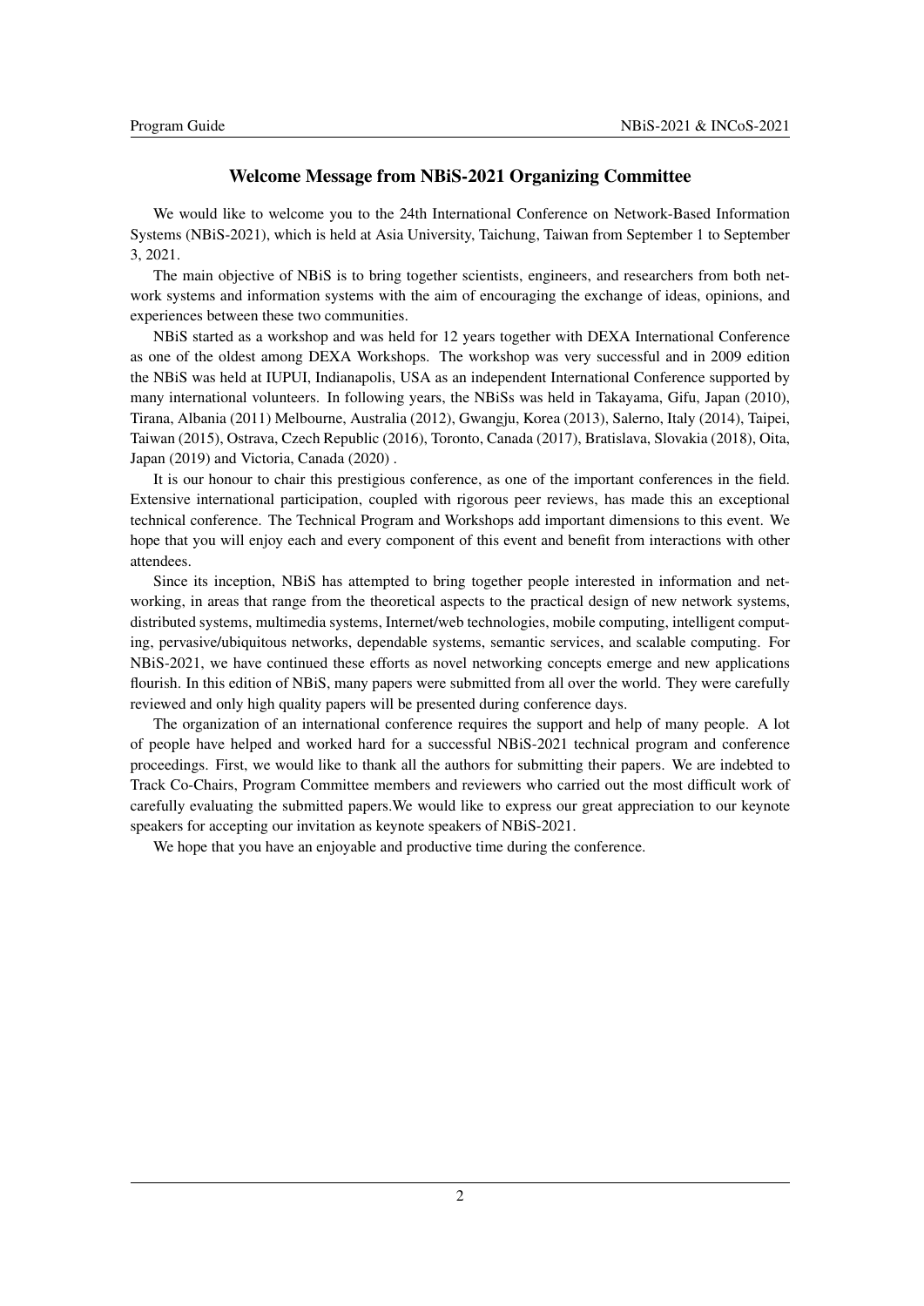## Welcome Message from NBiS-2021 Organizing Committee

We would like to welcome you to the 24th International Conference on Network-Based Information Systems (NBiS-2021), which is held at Asia University, Taichung, Taiwan from September 1 to September 3, 2021.

The main objective of NBiS is to bring together scientists, engineers, and researchers from both network systems and information systems with the aim of encouraging the exchange of ideas, opinions, and experiences between these two communities.

NBiS started as a workshop and was held for 12 years together with DEXA International Conference as one of the oldest among DEXA Workshops. The workshop was very successful and in 2009 edition the NBiS was held at IUPUI, Indianapolis, USA as an independent International Conference supported by many international volunteers. In following years, the NBiSs was held in Takayama, Gifu, Japan (2010), Tirana, Albania (2011) Melbourne, Australia (2012), Gwangju, Korea (2013), Salerno, Italy (2014), Taipei, Taiwan (2015), Ostrava, Czech Republic (2016), Toronto, Canada (2017), Bratislava, Slovakia (2018), Oita, Japan (2019) and Victoria, Canada (2020) .

It is our honour to chair this prestigious conference, as one of the important conferences in the field. Extensive international participation, coupled with rigorous peer reviews, has made this an exceptional technical conference. The Technical Program and Workshops add important dimensions to this event. We hope that you will enjoy each and every component of this event and benefit from interactions with other attendees.

Since its inception, NBiS has attempted to bring together people interested in information and networking, in areas that range from the theoretical aspects to the practical design of new network systems, distributed systems, multimedia systems, Internet/web technologies, mobile computing, intelligent computing, pervasive/ubiquitous networks, dependable systems, semantic services, and scalable computing. For NBiS-2021, we have continued these efforts as novel networking concepts emerge and new applications flourish. In this edition of NBiS, many papers were submitted from all over the world. They were carefully reviewed and only high quality papers will be presented during conference days.

The organization of an international conference requires the support and help of many people. A lot of people have helped and worked hard for a successful NBiS-2021 technical program and conference proceedings. First, we would like to thank all the authors for submitting their papers. We are indebted to Track Co-Chairs, Program Committee members and reviewers who carried out the most difficult work of carefully evaluating the submitted papers.We would like to express our great appreciation to our keynote speakers for accepting our invitation as keynote speakers of NBiS-2021.

We hope that you have an enjoyable and productive time during the conference.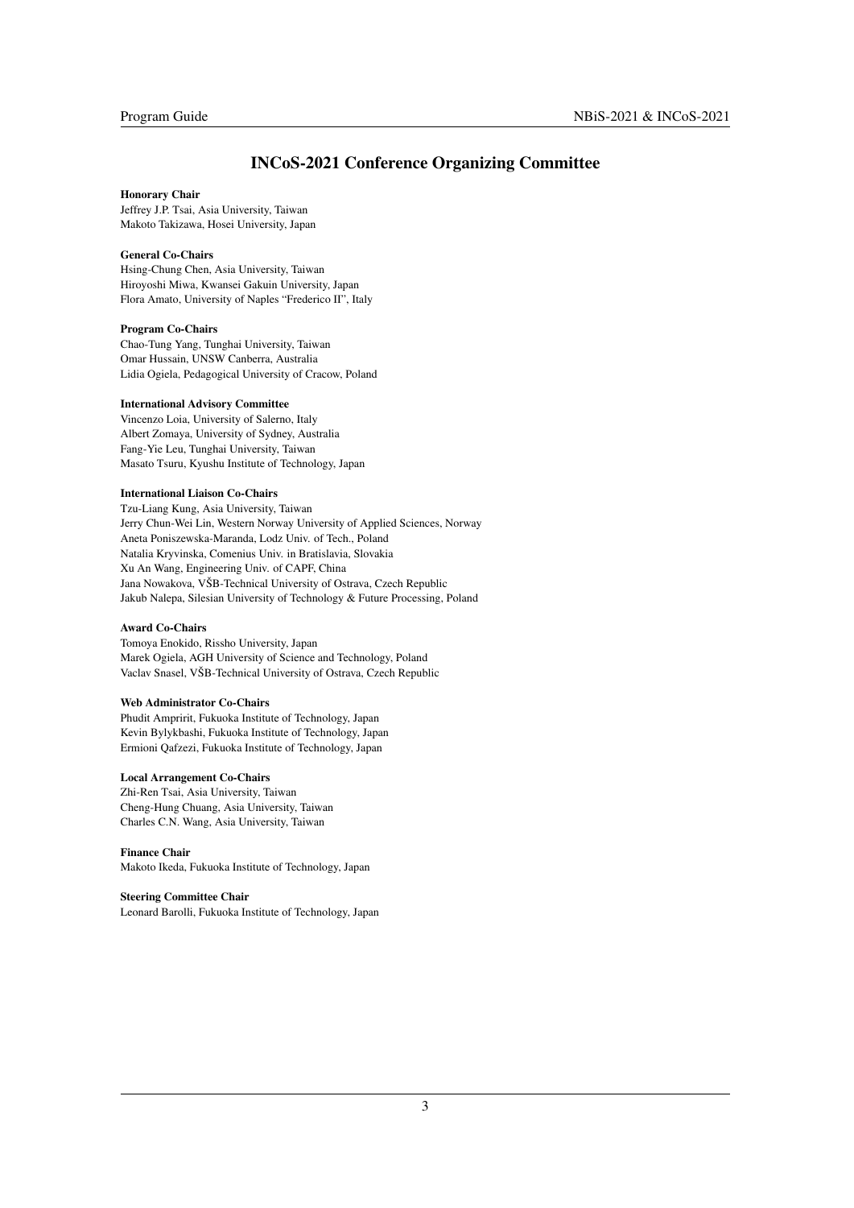# INCoS-2021 Conference Organizing Committee

**Honorary Chair**
Jeffrey J.P. Tsai, Asia University, Taiwan
Makoto Takizawa, Hosei University, Japan

**General Co-Chairs**
Hsing-Chung Chen, Asia University, Taiwan
Hiroyoshi Miwa, Kwansei Gakuin University, Japan
Flora Amato, University of Naples "Frederico II", Italy

**Program Co-Chairs**
Chao-Tung Yang, Tunghai University, Taiwan
Omar Hussain, UNSW Canberra, Australia
Lidia Ogiela, Pedagogical University of Cracow, Poland

**International Advisory Committee**
Vincenzo Loia, University of Salerno, Italy
Albert Zomaya, University of Sydney, Australia
Fang-Yie Leu, Tunghai University, Taiwan
Masato Tsuru, Kyushu Institute of Technology, Japan

**International Liaison Co-Chairs**
Tzu-Liang Kung, Asia University, Taiwan
Jerry Chun-Wei Lin, Western Norway University of Applied Sciences, Norway
Aneta Poniszewska-Maranda, Lodz Univ. of Tech., Poland
Natalia Kryvinska, Comenius Univ. in Bratislavia, Slovakia
Xu An Wang, Engineering Univ. of CAPF, China
Jana Nowakova, VŠB-Technical University of Ostrava, Czech Republic
Jakub Nalepa, Silesian University of Technology & Future Processing, Poland

**Award Co-Chairs**
Tomoya Enokido, Rissho University, Japan
Marek Ogiela, AGH University of Science and Technology, Poland
Vaclav Snasel, VŠB-Technical University of Ostrava, Czech Republic

**Web Administrator Co-Chairs**
Phudit Ampririt, Fukuoka Institute of Technology, Japan
Kevin Bylykbashi, Fukuoka Institute of Technology, Japan
Ermioni Qafzezi, Fukuoka Institute of Technology, Japan

**Local Arrangement Co-Chairs**
Zhi-Ren Tsai, Asia University, Taiwan
Cheng-Hung Chuang, Asia University, Taiwan
Charles C.N. Wang, Asia University, Taiwan

**Finance Chair**
Makoto Ikeda, Fukuoka Institute of Technology, Japan

**Steering Committee Chair**
Leonard Barolli, Fukuoka Institute of Technology, Japan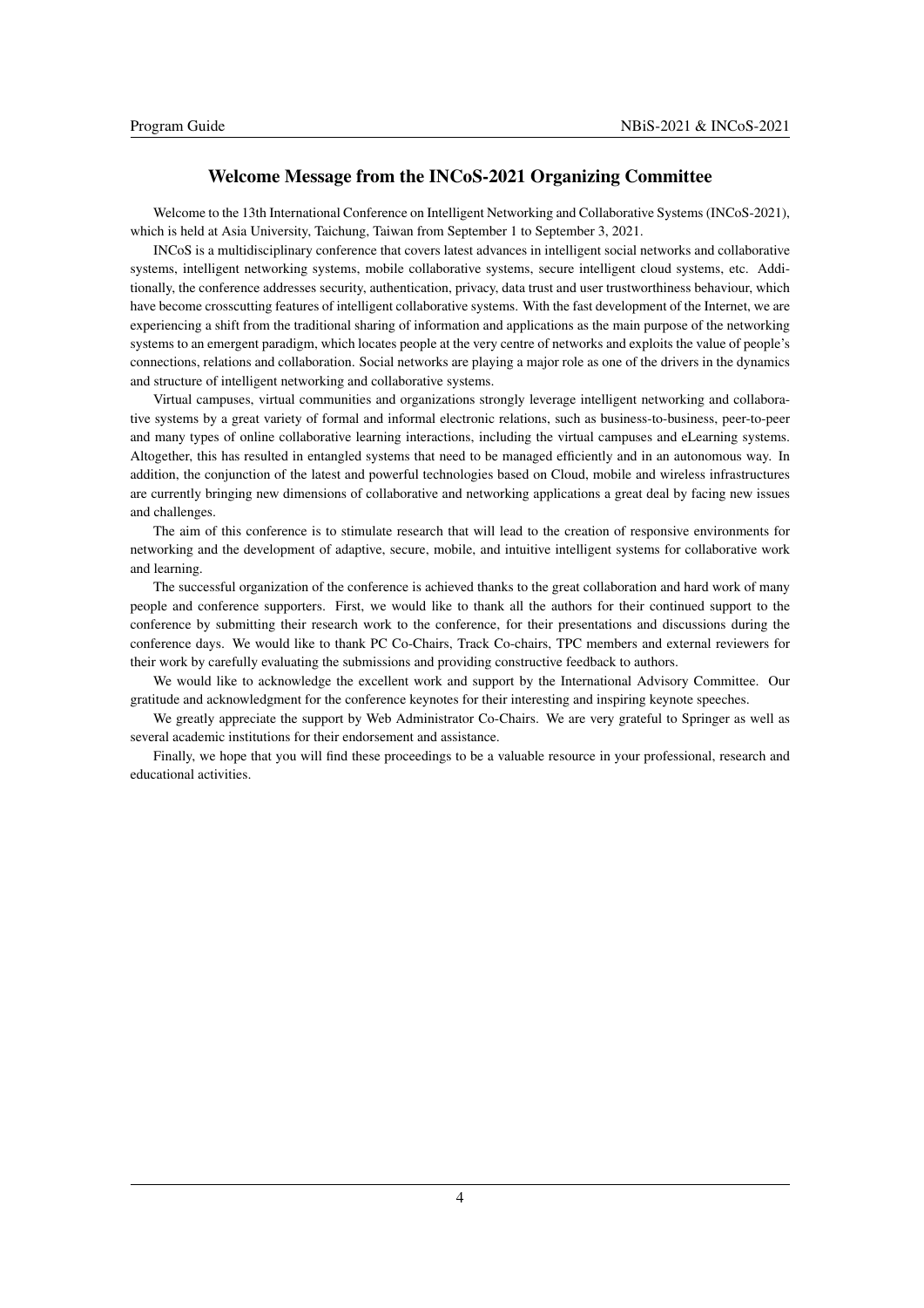## Welcome Message from the INCoS-2021 Organizing Committee

Welcome to the 13th International Conference on Intelligent Networking and Collaborative Systems (INCoS-2021), which is held at Asia University, Taichung, Taiwan from September 1 to September 3, 2021.

INCoS is a multidisciplinary conference that covers latest advances in intelligent social networks and collaborative systems, intelligent networking systems, mobile collaborative systems, secure intelligent cloud systems, etc. Additionally, the conference addresses security, authentication, privacy, data trust and user trustworthiness behaviour, which have become crosscutting features of intelligent collaborative systems. With the fast development of the Internet, we are experiencing a shift from the traditional sharing of information and applications as the main purpose of the networking systems to an emergent paradigm, which locates people at the very centre of networks and exploits the value of people's connections, relations and collaboration. Social networks are playing a major role as one of the drivers in the dynamics and structure of intelligent networking and collaborative systems.

Virtual campuses, virtual communities and organizations strongly leverage intelligent networking and collaborative systems by a great variety of formal and informal electronic relations, such as business-to-business, peer-to-peer and many types of online collaborative learning interactions, including the virtual campuses and eLearning systems. Altogether, this has resulted in entangled systems that need to be managed efficiently and in an autonomous way. In addition, the conjunction of the latest and powerful technologies based on Cloud, mobile and wireless infrastructures are currently bringing new dimensions of collaborative and networking applications a great deal by facing new issues and challenges.

The aim of this conference is to stimulate research that will lead to the creation of responsive environments for networking and the development of adaptive, secure, mobile, and intuitive intelligent systems for collaborative work and learning.

The successful organization of the conference is achieved thanks to the great collaboration and hard work of many people and conference supporters. First, we would like to thank all the authors for their continued support to the conference by submitting their research work to the conference, for their presentations and discussions during the conference days. We would like to thank PC Co-Chairs, Track Co-chairs, TPC members and external reviewers for their work by carefully evaluating the submissions and providing constructive feedback to authors.

We would like to acknowledge the excellent work and support by the International Advisory Committee. Our gratitude and acknowledgment for the conference keynotes for their interesting and inspiring keynote speeches.

We greatly appreciate the support by Web Administrator Co-Chairs. We are very grateful to Springer as well as several academic institutions for their endorsement and assistance.

Finally, we hope that you will find these proceedings to be a valuable resource in your professional, research and educational activities.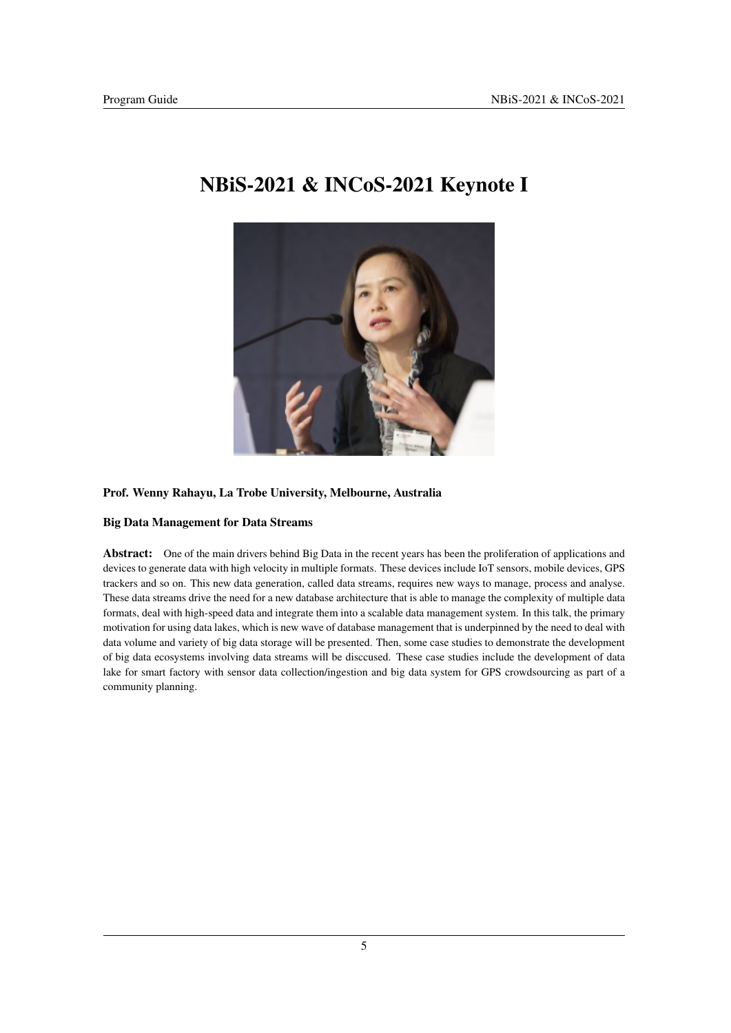# NBiS-2021 & INCoS-2021 Keynote I

**Prof. Wenny Rahayu, La Trobe University, Melbourne, Australia**

**Big Data Management for Data Streams**

**Abstract:** One of the main drivers behind Big Data in the recent years has been the proliferation of applications and devices to generate data with high velocity in multiple formats. These devices include IoT sensors, mobile devices, GPS trackers and so on. This new data generation, called data streams, requires new ways to manage, process and analyse. These data streams drive the need for a new database architecture that is able to manage the complexity of multiple data formats, deal with high-speed data and integrate them into a scalable data management system. In this talk, the primary motivation for using data lakes, which is new wave of database management that is underpinned by the need to deal with data volume and variety of big data storage will be presented. Then, some case studies to demonstrate the development of big data ecosystems involving data streams will be disccused. These case studies include the development of data lake for smart factory with sensor data collection/ingestion and big data system for GPS crowdsourcing as part of a community planning.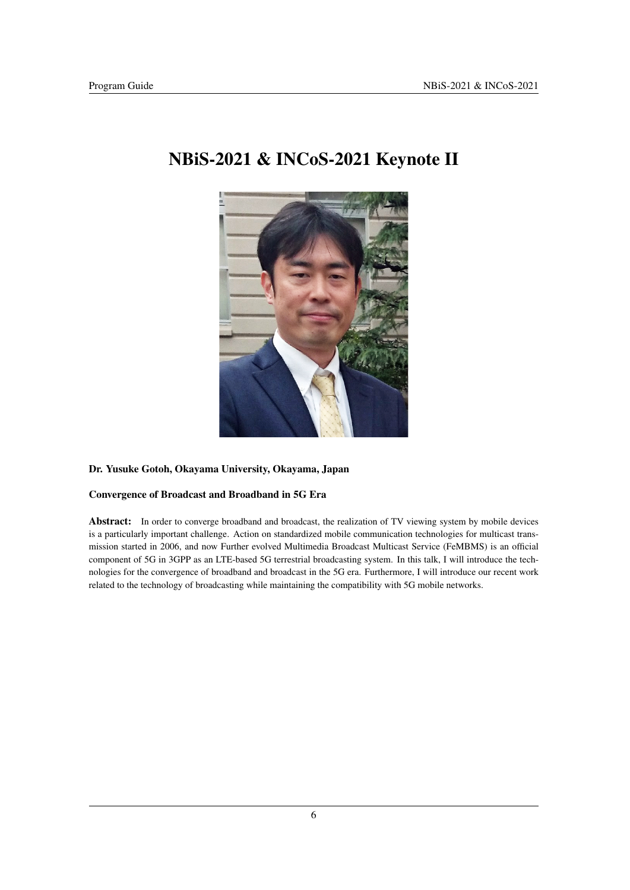# NBiS-2021 & INCoS-2021 Keynote II

**Dr. Yusuke Gotoh, Okayama University, Okayama, Japan**

**Convergence of Broadcast and Broadband in 5G Era**

**Abstract:** In order to converge broadband and broadcast, the realization of TV viewing system by mobile devices is a particularly important challenge. Action on standardized mobile communication technologies for multicast transmission started in 2006, and now Further evolved Multimedia Broadcast Multicast Service (FeMBMS) is an official component of 5G in 3GPP as an LTE-based 5G terrestrial broadcasting system. In this talk, I will introduce the technologies for the convergence of broadband and broadcast in the 5G era. Furthermore, I will introduce our recent work related to the technology of broadcasting while maintaining the compatibility with 5G mobile networks.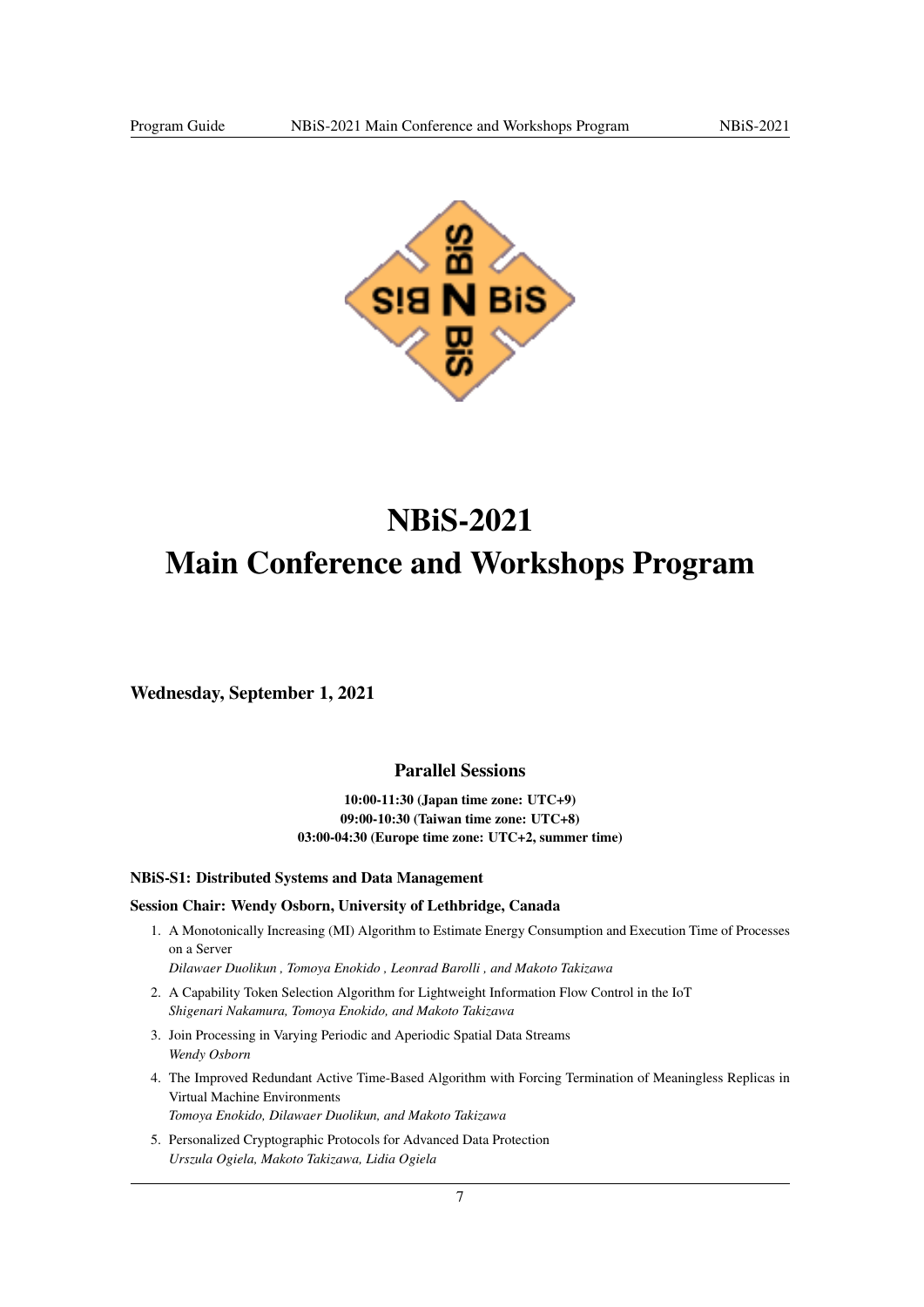# NBiS-2021

# Main Conference and Workshops Program

## Wednesday, September 1, 2021

### Parallel Sessions

**10:00-11:30 (Japan time zone: UTC+9)**
**09:00-10:30 (Taiwan time zone: UTC+8)**
**03:00-04:30 (Europe time zone: UTC+2, summer time)**

**NBiS-S1: Distributed Systems and Data Management**

**Session Chair: Wendy Osborn, University of Lethbridge, Canada**

1. A Monotonically Increasing (MI) Algorithm to Estimate Energy Consumption and Execution Time of Processes on a Server
   *Dilawaer Duolikun , Tomoya Enokido , Leonrad Barolli , and Makoto Takizawa*
2. A Capability Token Selection Algorithm for Lightweight Information Flow Control in the IoT
   *Shigenari Nakamura, Tomoya Enokido, and Makoto Takizawa*
3. Join Processing in Varying Periodic and Aperiodic Spatial Data Streams
   *Wendy Osborn*
4. The Improved Redundant Active Time-Based Algorithm with Forcing Termination of Meaningless Replicas in Virtual Machine Environments
   *Tomoya Enokido, Dilawaer Duolikun, and Makoto Takizawa*
5. Personalized Cryptographic Protocols for Advanced Data Protection
   *Urszula Ogiela, Makoto Takizawa, Lidia Ogiela*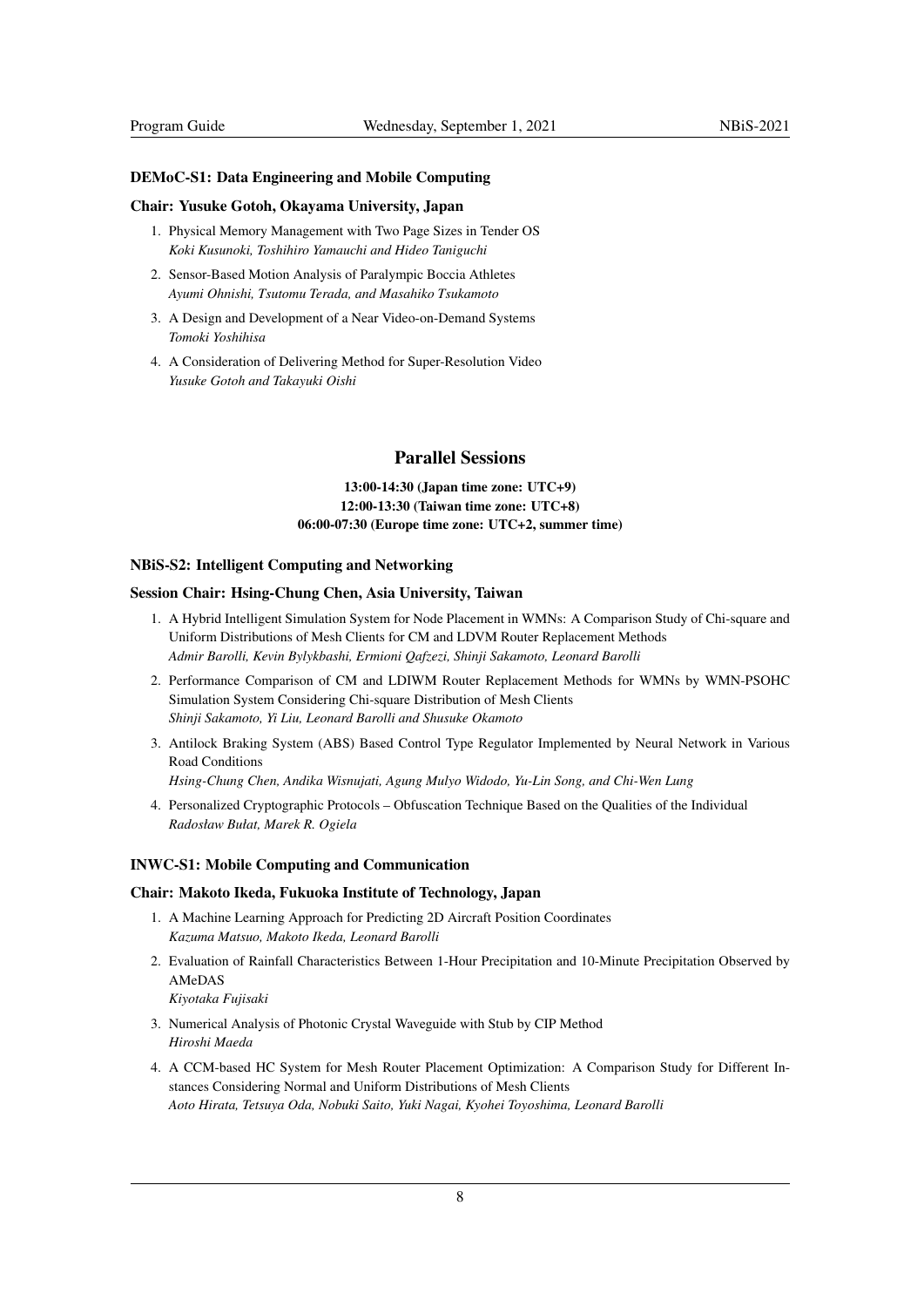### DEMoC-S1: Data Engineering and Mobile Computing

#### Chair: Yusuke Gotoh, Okayama University, Japan

1. Physical Memory Management with Two Page Sizes in Tender OS
   *Koki Kusunoki, Toshihiro Yamauchi and Hideo Taniguchi*
2. Sensor-Based Motion Analysis of Paralympic Boccia Athletes
   *Ayumi Ohnishi, Tsutomu Terada, and Masahiko Tsukamoto*
3. A Design and Development of a Near Video-on-Demand Systems
   *Tomoki Yoshihisa*
4. A Consideration of Delivering Method for Super-Resolution Video
   *Yusuke Gotoh and Takayuki Oishi*

## Parallel Sessions

**13:00-14:30 (Japan time zone: UTC+9)**
**12:00-13:30 (Taiwan time zone: UTC+8)**
**06:00-07:30 (Europe time zone: UTC+2, summer time)**

### NBiS-S2: Intelligent Computing and Networking

#### Session Chair: Hsing-Chung Chen, Asia University, Taiwan

1. A Hybrid Intelligent Simulation System for Node Placement in WMNs: A Comparison Study of Chi-square and Uniform Distributions of Mesh Clients for CM and LDVM Router Replacement Methods
   *Admir Barolli, Kevin Bylykbashi, Ermioni Qafzezi, Shinji Sakamoto, Leonard Barolli*
2. Performance Comparison of CM and LDIWM Router Replacement Methods for WMNs by WMN-PSOHC Simulation System Considering Chi-square Distribution of Mesh Clients
   *Shinji Sakamoto, Yi Liu, Leonard Barolli and Shusuke Okamoto*
3. Antilock Braking System (ABS) Based Control Type Regulator Implemented by Neural Network in Various Road Conditions
   *Hsing-Chung Chen, Andika Wisnujati, Agung Mulyo Widodo, Yu-Lin Song, and Chi-Wen Lung*
4. Personalized Cryptographic Protocols – Obfuscation Technique Based on the Qualities of the Individual
   *Radosław Bułat, Marek R. Ogiela*

### INWC-S1: Mobile Computing and Communication

#### Chair: Makoto Ikeda, Fukuoka Institute of Technology, Japan

1. A Machine Learning Approach for Predicting 2D Aircraft Position Coordinates
   *Kazuma Matsuo, Makoto Ikeda, Leonard Barolli*
2. Evaluation of Rainfall Characteristics Between 1-Hour Precipitation and 10-Minute Precipitation Observed by AMeDAS
   *Kiyotaka Fujisaki*
3. Numerical Analysis of Photonic Crystal Waveguide with Stub by CIP Method
   *Hiroshi Maeda*
4. A CCM-based HC System for Mesh Router Placement Optimization: A Comparison Study for Different Instances Considering Normal and Uniform Distributions of Mesh Clients
   *Aoto Hirata, Tetsuya Oda, Nobuki Saito, Yuki Nagai, Kyohei Toyoshima, Leonard Barolli*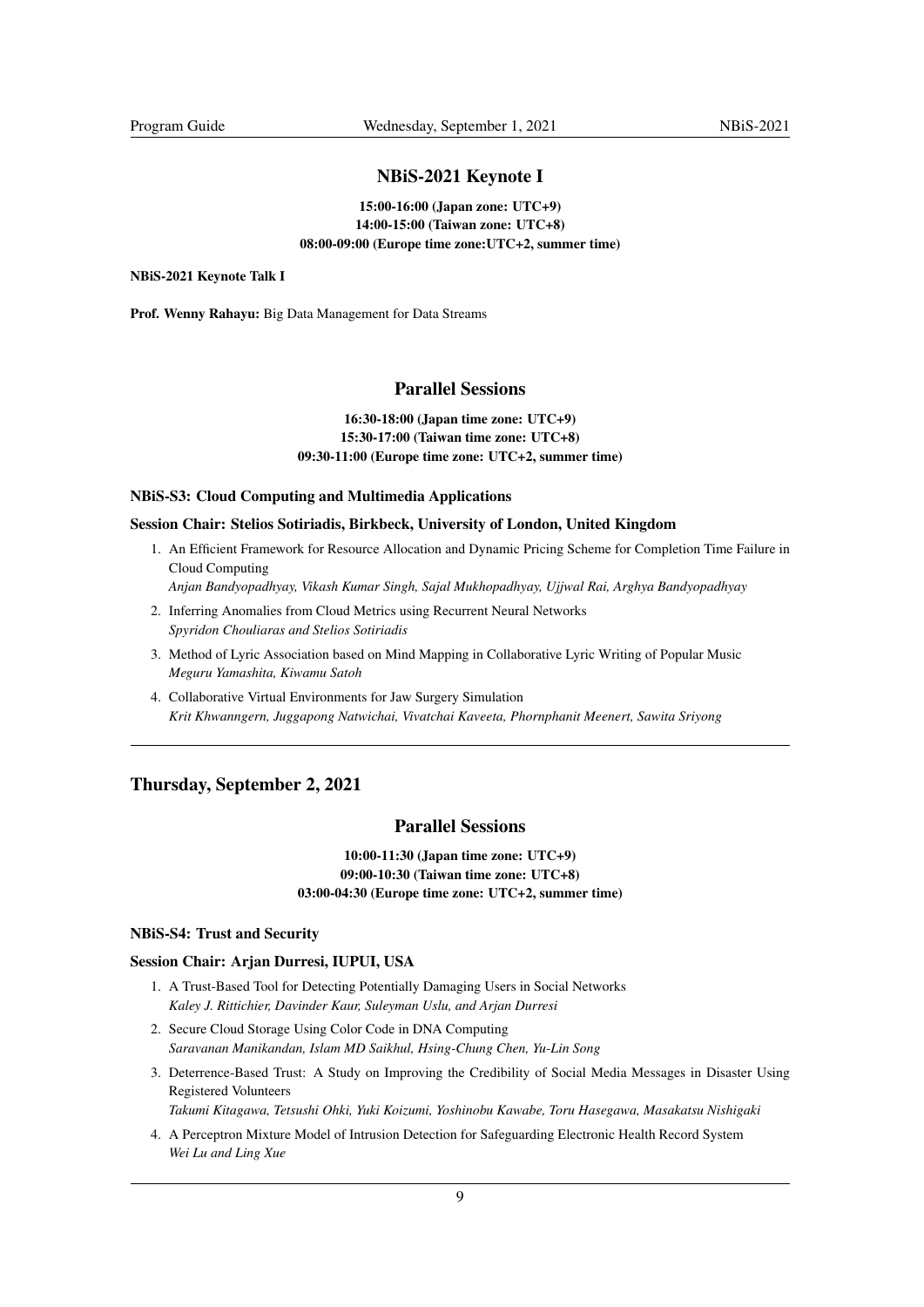## NBiS-2021 Keynote I

**15:00-16:00 (Japan zone: UTC+9)**
**14:00-15:00 (Taiwan zone: UTC+8)**
**08:00-09:00 (Europe time zone:UTC+2, summer time)**

**NBiS-2021 Keynote Talk I**

**Prof. Wenny Rahayu:** Big Data Management for Data Streams

## Parallel Sessions

**16:30-18:00 (Japan time zone: UTC+9)**
**15:30-17:00 (Taiwan time zone: UTC+8)**
**09:30-11:00 (Europe time zone: UTC+2, summer time)**

### NBiS-S3: Cloud Computing and Multimedia Applications

#### Session Chair: Stelios Sotiriadis, Birkbeck, University of London, United Kingdom

1. An Efficient Framework for Resource Allocation and Dynamic Pricing Scheme for Completion Time Failure in Cloud Computing
   *Anjan Bandyopadhyay, Vikash Kumar Singh, Sajal Mukhopadhyay, Ujjwal Rai, Arghya Bandyopadhyay*
2. Inferring Anomalies from Cloud Metrics using Recurrent Neural Networks
   *Spyridon Chouliaras and Stelios Sotiriadis*
3. Method of Lyric Association based on Mind Mapping in Collaborative Lyric Writing of Popular Music
   *Meguru Yamashita, Kiwamu Satoh*
4. Collaborative Virtual Environments for Jaw Surgery Simulation
   *Krit Khwanngern, Juggapong Natwichai, Vivatchai Kaveeta, Phornphanit Meenert, Sawita Sriyong*

---

# Thursday, September 2, 2021

## Parallel Sessions

**10:00-11:30 (Japan time zone: UTC+9)**
**09:00-10:30 (Taiwan time zone: UTC+8)**
**03:00-04:30 (Europe time zone: UTC+2, summer time)**

### NBiS-S4: Trust and Security

#### Session Chair: Arjan Durresi, IUPUI, USA

1. A Trust-Based Tool for Detecting Potentially Damaging Users in Social Networks
   *Kaley J. Rittichier, Davinder Kaur, Suleyman Uslu, and Arjan Durresi*
2. Secure Cloud Storage Using Color Code in DNA Computing
   *Saravanan Manikandan, Islam MD Saikhul, Hsing-Chung Chen, Yu-Lin Song*
3. Deterrence-Based Trust: A Study on Improving the Credibility of Social Media Messages in Disaster Using Registered Volunteers
   *Takumi Kitagawa, Tetsushi Ohki, Yuki Koizumi, Yoshinobu Kawabe, Toru Hasegawa, Masakatsu Nishigaki*
4. A Perceptron Mixture Model of Intrusion Detection for Safeguarding Electronic Health Record System
   *Wei Lu and Ling Xue*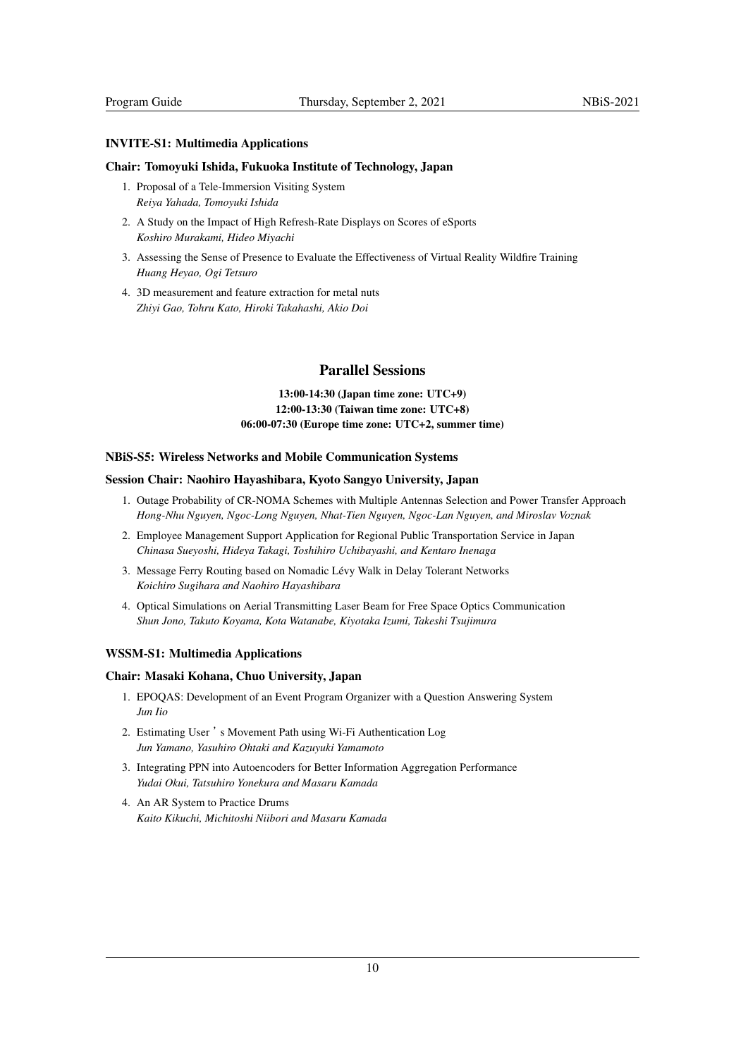### INVITE-S1: Multimedia Applications

#### Chair: Tomoyuki Ishida, Fukuoka Institute of Technology, Japan

1. Proposal of a Tele-Immersion Visiting System
   *Reiya Yahada, Tomoyuki Ishida*
2. A Study on the Impact of High Refresh-Rate Displays on Scores of eSports
   *Koshiro Murakami, Hideo Miyachi*
3. Assessing the Sense of Presence to Evaluate the Effectiveness of Virtual Reality Wildfire Training
   *Huang Heyao, Ogi Tetsuro*
4. 3D measurement and feature extraction for metal nuts
   *Zhiyi Gao, Tohru Kato, Hiroki Takahashi, Akio Doi*

## Parallel Sessions

**13:00-14:30 (Japan time zone: UTC+9)**
**12:00-13:30 (Taiwan time zone: UTC+8)**
**06:00-07:30 (Europe time zone: UTC+2, summer time)**

### NBiS-S5: Wireless Networks and Mobile Communication Systems

#### Session Chair: Naohiro Hayashibara, Kyoto Sangyo University, Japan

1. Outage Probability of CR-NOMA Schemes with Multiple Antennas Selection and Power Transfer Approach
   *Hong-Nhu Nguyen, Ngoc-Long Nguyen, Nhat-Tien Nguyen, Ngoc-Lan Nguyen, and Miroslav Voznak*
2. Employee Management Support Application for Regional Public Transportation Service in Japan
   *Chinasa Sueyoshi, Hideya Takagi, Toshihiro Uchibayashi, and Kentaro Inenaga*
3. Message Ferry Routing based on Nomadic Lévy Walk in Delay Tolerant Networks
   *Koichiro Sugihara and Naohiro Hayashibara*
4. Optical Simulations on Aerial Transmitting Laser Beam for Free Space Optics Communication
   *Shun Jono, Takuto Koyama, Kota Watanabe, Kiyotaka Izumi, Takeshi Tsujimura*

### WSSM-S1: Multimedia Applications

#### Chair: Masaki Kohana, Chuo University, Japan

1. EPOQAS: Development of an Event Program Organizer with a Question Answering System
   *Jun Iio*
2. Estimating User ' s Movement Path using Wi-Fi Authentication Log
   *Jun Yamano, Yasuhiro Ohtaki and Kazuyuki Yamamoto*
3. Integrating PPN into Autoencoders for Better Information Aggregation Performance
   *Yudai Okui, Tatsuhiro Yonekura and Masaru Kamada*
4. An AR System to Practice Drums
   *Kaito Kikuchi, Michitoshi Niibori and Masaru Kamada*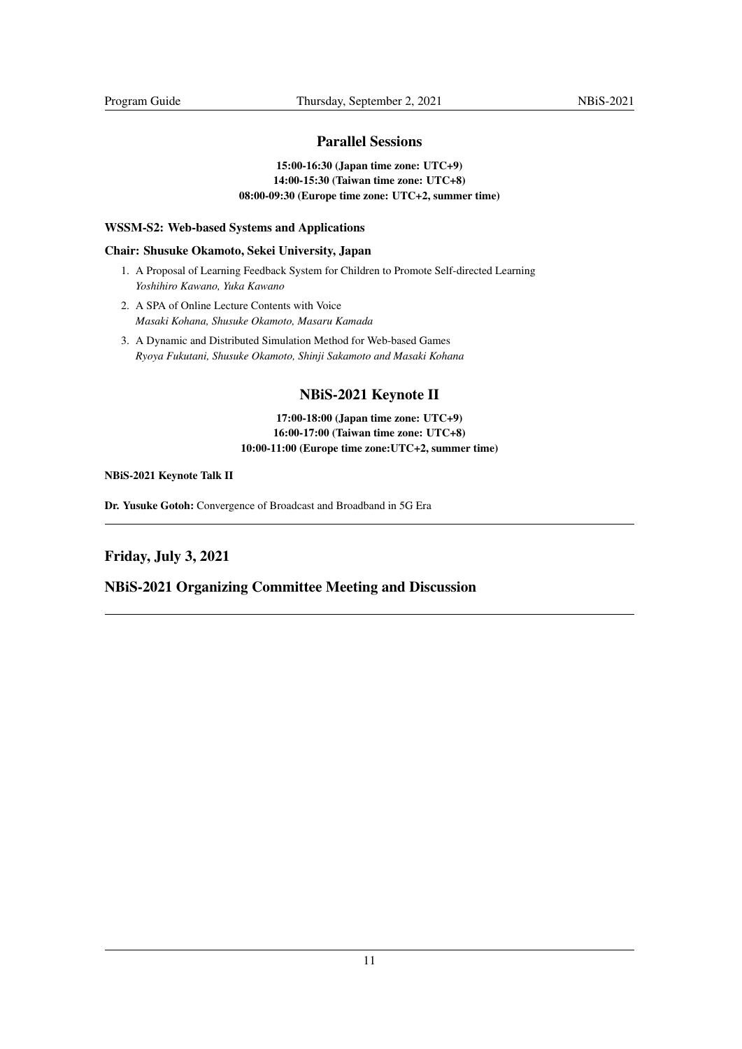## Parallel Sessions

**15:00-16:30 (Japan time zone: UTC+9)**
**14:00-15:30 (Taiwan time zone: UTC+8)**
**08:00-09:30 (Europe time zone: UTC+2, summer time)**

**WSSM-S2: Web-based Systems and Applications**

**Chair: Shusuke Okamoto, Sekei University, Japan**

1. A Proposal of Learning Feedback System for Children to Promote Self-directed Learning
   *Yoshihiro Kawano, Yuka Kawano*
2. A SPA of Online Lecture Contents with Voice
   *Masaki Kohana, Shusuke Okamoto, Masaru Kamada*
3. A Dynamic and Distributed Simulation Method for Web-based Games
   *Ryoya Fukutani, Shusuke Okamoto, Shinji Sakamoto and Masaki Kohana*

## NBiS-2021 Keynote II

**17:00-18:00 (Japan time zone: UTC+9)**
**16:00-17:00 (Taiwan time zone: UTC+8)**
**10:00-11:00 (Europe time zone:UTC+2, summer time)**

**NBiS-2021 Keynote Talk II**

**Dr. Yusuke Gotoh:** Convergence of Broadcast and Broadband in 5G Era

---

### Friday, July 3, 2021

### NBiS-2021 Organizing Committee Meeting and Discussion

---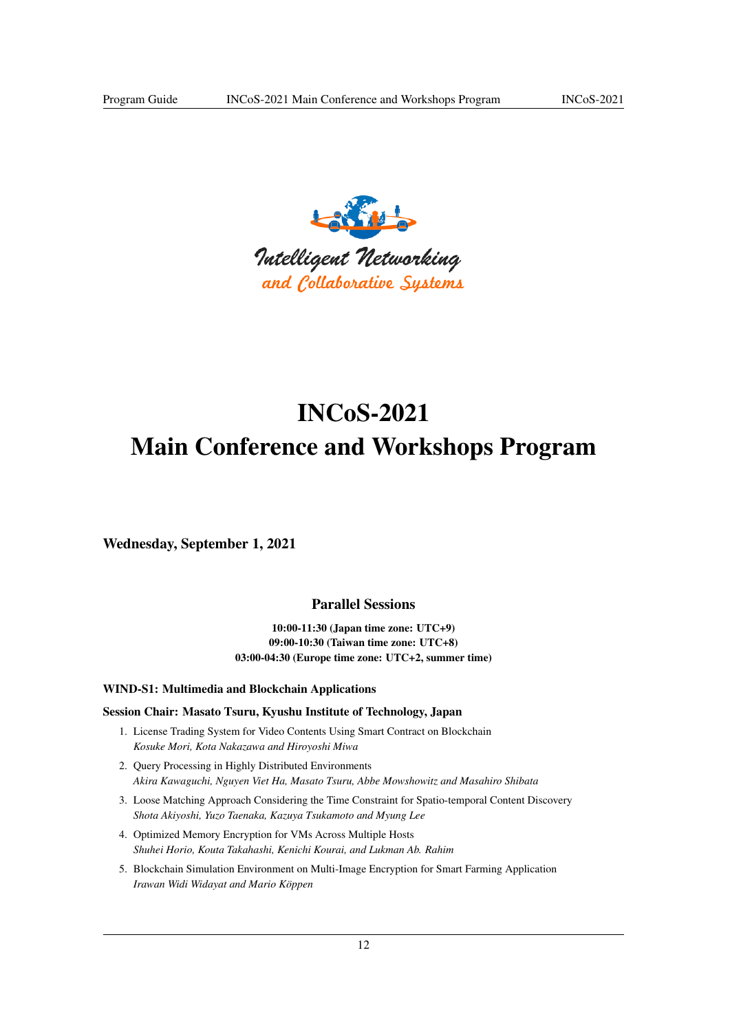Intelligent Networking and Collaborative Systems

# INCoS-2021 Main Conference and Workshops Program

## Wednesday, September 1, 2021

### Parallel Sessions

**10:00-11:30 (Japan time zone: UTC+9)**
**09:00-10:30 (Taiwan time zone: UTC+8)**
**03:00-04:30 (Europe time zone: UTC+2, summer time)**

#### WIND-S1: Multimedia and Blockchain Applications

**Session Chair: Masato Tsuru, Kyushu Institute of Technology, Japan**

1. License Trading System for Video Contents Using Smart Contract on Blockchain
   *Kosuke Mori, Kota Nakazawa and Hiroyoshi Miwa*
2. Query Processing in Highly Distributed Environments
   *Akira Kawaguchi, Nguyen Viet Ha, Masato Tsuru, Abbe Mowshowitz and Masahiro Shibata*
3. Loose Matching Approach Considering the Time Constraint for Spatio-temporal Content Discovery
   *Shota Akiyoshi, Yuzo Taenaka, Kazuya Tsukamoto and Myung Lee*
4. Optimized Memory Encryption for VMs Across Multiple Hosts
   *Shuhei Horio, Kouta Takahashi, Kenichi Kourai, and Lukman Ab. Rahim*
5. Blockchain Simulation Environment on Multi-Image Encryption for Smart Farming Application
   *Irawan Widi Widayat and Mario Köppen*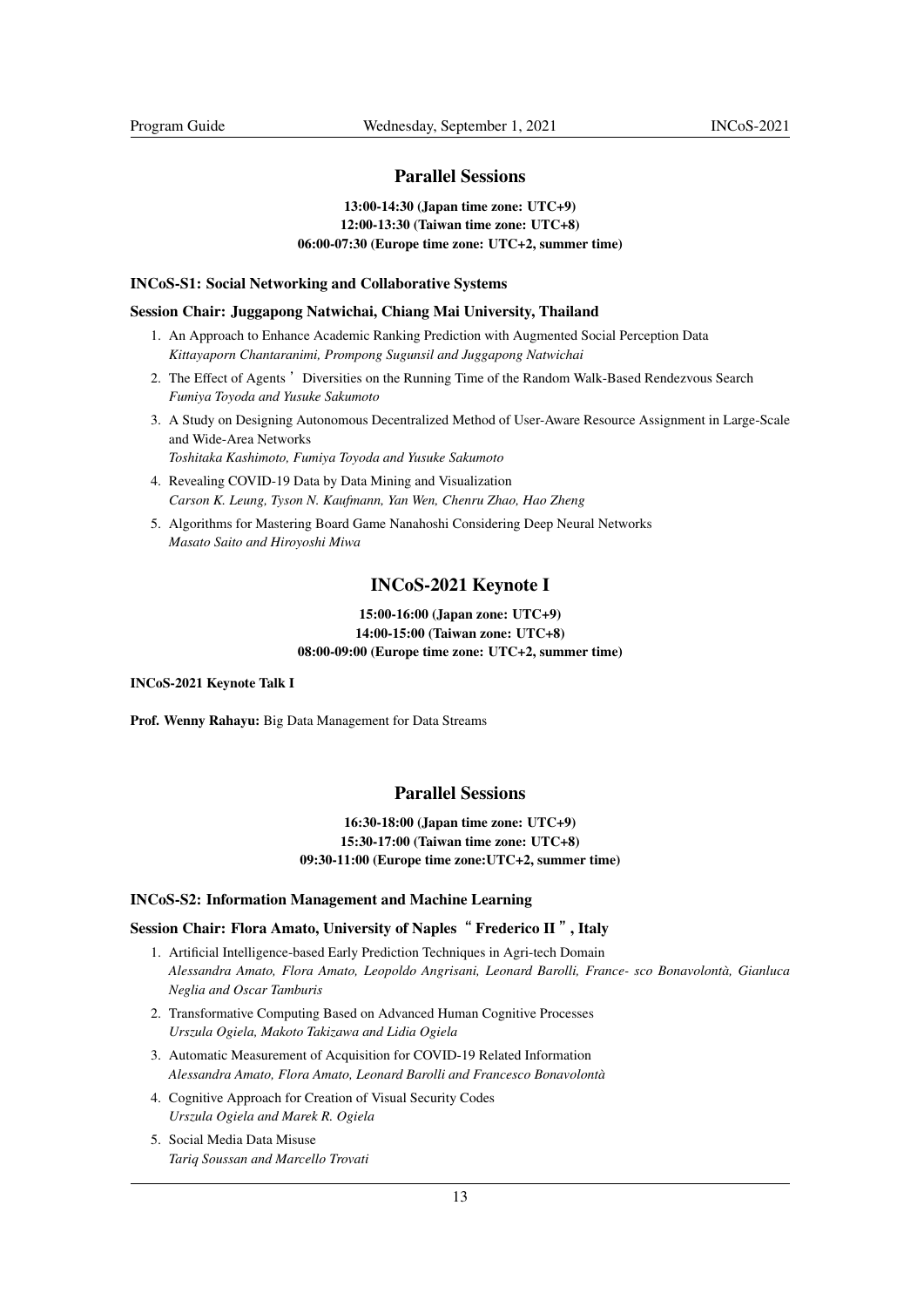## Parallel Sessions

**13:00-14:30 (Japan time zone: UTC+9)**
**12:00-13:30 (Taiwan time zone: UTC+8)**
**06:00-07:30 (Europe time zone: UTC+2, summer time)**

### INCoS-S1: Social Networking and Collaborative Systems

**Session Chair: Juggapong Natwichai, Chiang Mai University, Thailand**

1. An Approach to Enhance Academic Ranking Prediction with Augmented Social Perception Data
   *Kittayaporn Chantaranimi, Prompong Sugunsil and Juggapong Natwichai*
2. The Effect of Agents ' Diversities on the Running Time of the Random Walk-Based Rendezvous Search
   *Fumiya Toyoda and Yusuke Sakumoto*
3. A Study on Designing Autonomous Decentralized Method of User-Aware Resource Assignment in Large-Scale and Wide-Area Networks
   *Toshitaka Kashimoto, Fumiya Toyoda and Yusuke Sakumoto*
4. Revealing COVID-19 Data by Data Mining and Visualization
   *Carson K. Leung, Tyson N. Kaufmann, Yan Wen, Chenru Zhao, Hao Zheng*
5. Algorithms for Mastering Board Game Nanahoshi Considering Deep Neural Networks
   *Masato Saito and Hiroyoshi Miwa*

## INCoS-2021 Keynote I

**15:00-16:00 (Japan zone: UTC+9)**
**14:00-15:00 (Taiwan zone: UTC+8)**
**08:00-09:00 (Europe time zone: UTC+2, summer time)**

**INCoS-2021 Keynote Talk I**

**Prof. Wenny Rahayu:** Big Data Management for Data Streams

## Parallel Sessions

**16:30-18:00 (Japan time zone: UTC+9)**
**15:30-17:00 (Taiwan time zone: UTC+8)**
**09:30-11:00 (Europe time zone:UTC+2, summer time)**

### INCoS-S2: Information Management and Machine Learning

**Session Chair: Flora Amato, University of Naples " Frederico II ", Italy**

1. Artificial Intelligence-based Early Prediction Techniques in Agri-tech Domain
   *Alessandra Amato, Flora Amato, Leopoldo Angrisani, Leonard Barolli, France- sco Bonavolontà, Gianluca Neglia and Oscar Tamburis*
2. Transformative Computing Based on Advanced Human Cognitive Processes
   *Urszula Ogiela, Makoto Takizawa and Lidia Ogiela*
3. Automatic Measurement of Acquisition for COVID-19 Related Information
   *Alessandra Amato, Flora Amato, Leonard Barolli and Francesco Bonavolontà*
4. Cognitive Approach for Creation of Visual Security Codes
   *Urszula Ogiela and Marek R. Ogiela*
5. Social Media Data Misuse
   *Tariq Soussan and Marcello Trovati*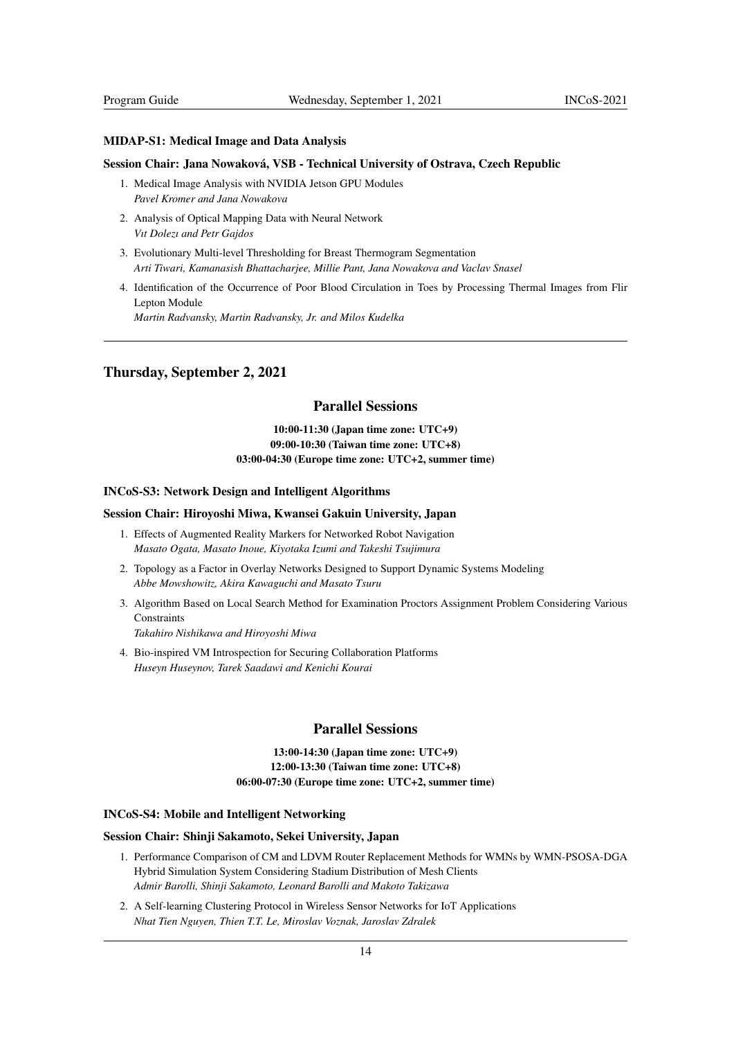#### MIDAP-S1: Medical Image and Data Analysis

#### Session Chair: Jana Nowaková, VSB - Technical University of Ostrava, Czech Republic

1. Medical Image Analysis with NVIDIA Jetson GPU Modules
   *Pavel Kromer and Jana Nowakova*
2. Analysis of Optical Mapping Data with Neural Network
   *Vıt Dolezı and Petr Gajdos*
3. Evolutionary Multi-level Thresholding for Breast Thermogram Segmentation
   *Arti Tiwari, Kamanasish Bhattacharjee, Millie Pant, Jana Nowakova and Vaclav Snasel*
4. Identification of the Occurrence of Poor Blood Circulation in Toes by Processing Thermal Images from Flir Lepton Module
   *Martin Radvansky, Martin Radvansky, Jr. and Milos Kudelka*

---

## Thursday, September 2, 2021

### Parallel Sessions

**10:00-11:30 (Japan time zone: UTC+9)**
**09:00-10:30 (Taiwan time zone: UTC+8)**
**03:00-04:30 (Europe time zone: UTC+2, summer time)**

#### INCoS-S3: Network Design and Intelligent Algorithms

#### Session Chair: Hiroyoshi Miwa, Kwansei Gakuin University, Japan

1. Effects of Augmented Reality Markers for Networked Robot Navigation
   *Masato Ogata, Masato Inoue, Kiyotaka Izumi and Takeshi Tsujimura*
2. Topology as a Factor in Overlay Networks Designed to Support Dynamic Systems Modeling
   *Abbe Mowshowitz, Akira Kawaguchi and Masato Tsuru*
3. Algorithm Based on Local Search Method for Examination Proctors Assignment Problem Considering Various Constraints
   *Takahiro Nishikawa and Hiroyoshi Miwa*
4. Bio-inspired VM Introspection for Securing Collaboration Platforms
   *Huseyn Huseynov, Tarek Saadawi and Kenichi Kourai*

### Parallel Sessions

**13:00-14:30 (Japan time zone: UTC+9)**
**12:00-13:30 (Taiwan time zone: UTC+8)**
**06:00-07:30 (Europe time zone: UTC+2, summer time)**

#### INCoS-S4: Mobile and Intelligent Networking

#### Session Chair: Shinji Sakamoto, Sekei University, Japan

1. Performance Comparison of CM and LDVM Router Replacement Methods for WMNs by WMN-PSOSA-DGA Hybrid Simulation System Considering Stadium Distribution of Mesh Clients
   *Admir Barolli, Shinji Sakamoto, Leonard Barolli and Makoto Takizawa*
2. A Self-learning Clustering Protocol in Wireless Sensor Networks for IoT Applications
   *Nhat Tien Nguyen, Thien T.T. Le, Miroslav Voznak, Jaroslav Zdralek*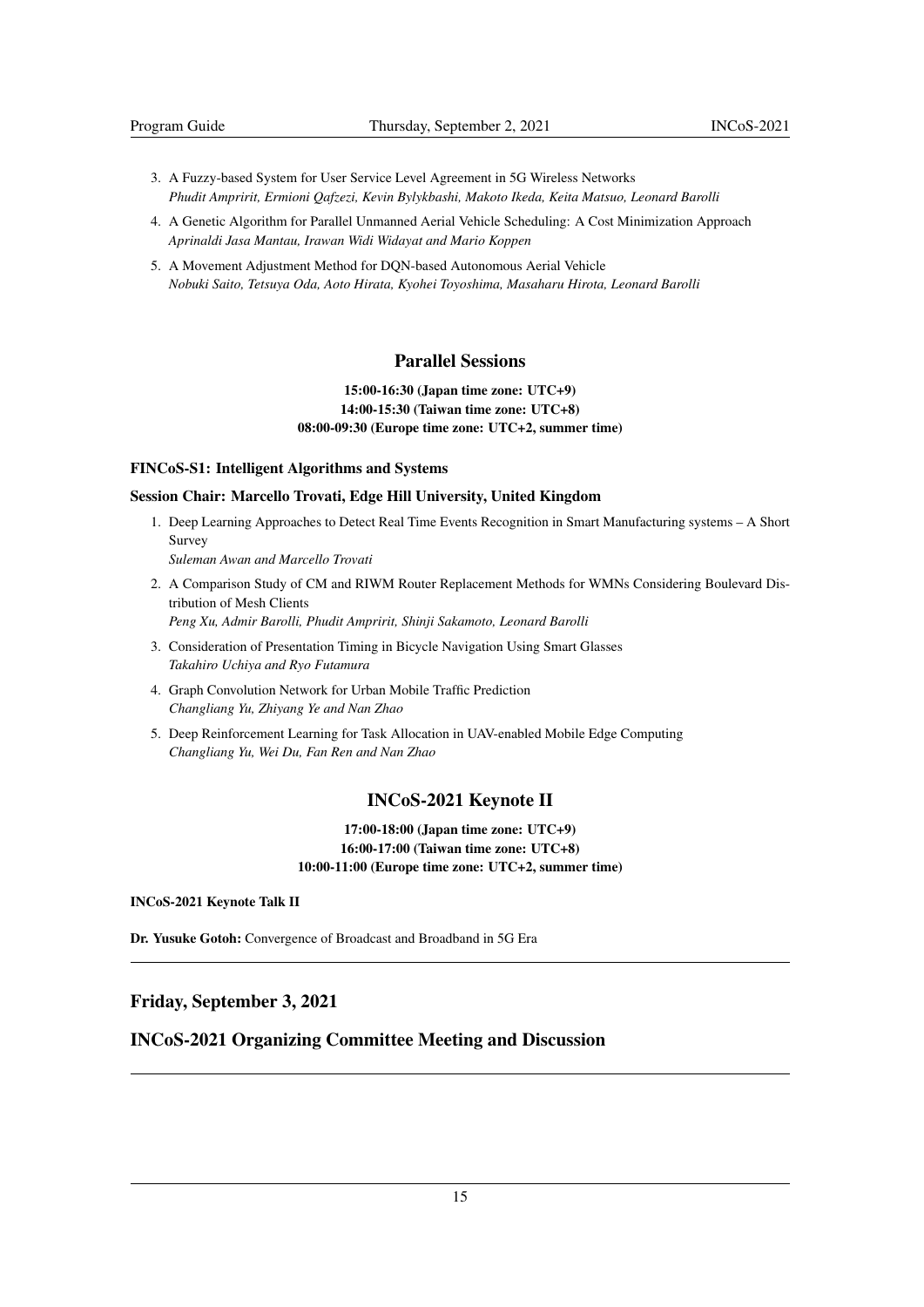3. A Fuzzy-based System for User Service Level Agreement in 5G Wireless Networks
   *Phudit Ampririt, Ermioni Qafzezi, Kevin Bylykbashi, Makoto Ikeda, Keita Matsuo, Leonard Barolli*
4. A Genetic Algorithm for Parallel Unmanned Aerial Vehicle Scheduling: A Cost Minimization Approach
   *Aprinaldi Jasa Mantau, Irawan Widi Widayat and Mario Koppen*
5. A Movement Adjustment Method for DQN-based Autonomous Aerial Vehicle
   *Nobuki Saito, Tetsuya Oda, Aoto Hirata, Kyohei Toyoshima, Masaharu Hirota, Leonard Barolli*

## Parallel Sessions

**15:00-16:30 (Japan time zone: UTC+9)**
**14:00-15:30 (Taiwan time zone: UTC+8)**
**08:00-09:30 (Europe time zone: UTC+2, summer time)**

**FINCoS-S1: Intelligent Algorithms and Systems**

**Session Chair: Marcello Trovati, Edge Hill University, United Kingdom**

1. Deep Learning Approaches to Detect Real Time Events Recognition in Smart Manufacturing systems – A Short Survey
   *Suleman Awan and Marcello Trovati*
2. A Comparison Study of CM and RIWM Router Replacement Methods for WMNs Considering Boulevard Distribution of Mesh Clients
   *Peng Xu, Admir Barolli, Phudit Ampririt, Shinji Sakamoto, Leonard Barolli*
3. Consideration of Presentation Timing in Bicycle Navigation Using Smart Glasses
   *Takahiro Uchiya and Ryo Futamura*
4. Graph Convolution Network for Urban Mobile Traffic Prediction
   *Changliang Yu, Zhiyang Ye and Nan Zhao*
5. Deep Reinforcement Learning for Task Allocation in UAV-enabled Mobile Edge Computing
   *Changliang Yu, Wei Du, Fan Ren and Nan Zhao*

## INCoS-2021 Keynote II

**17:00-18:00 (Japan time zone: UTC+9)**
**16:00-17:00 (Taiwan time zone: UTC+8)**
**10:00-11:00 (Europe time zone: UTC+2, summer time)**

**INCoS-2021 Keynote Talk II**

**Dr. Yusuke Gotoh:** Convergence of Broadcast and Broadband in 5G Era

---

## Friday, September 3, 2021

## INCoS-2021 Organizing Committee Meeting and Discussion

---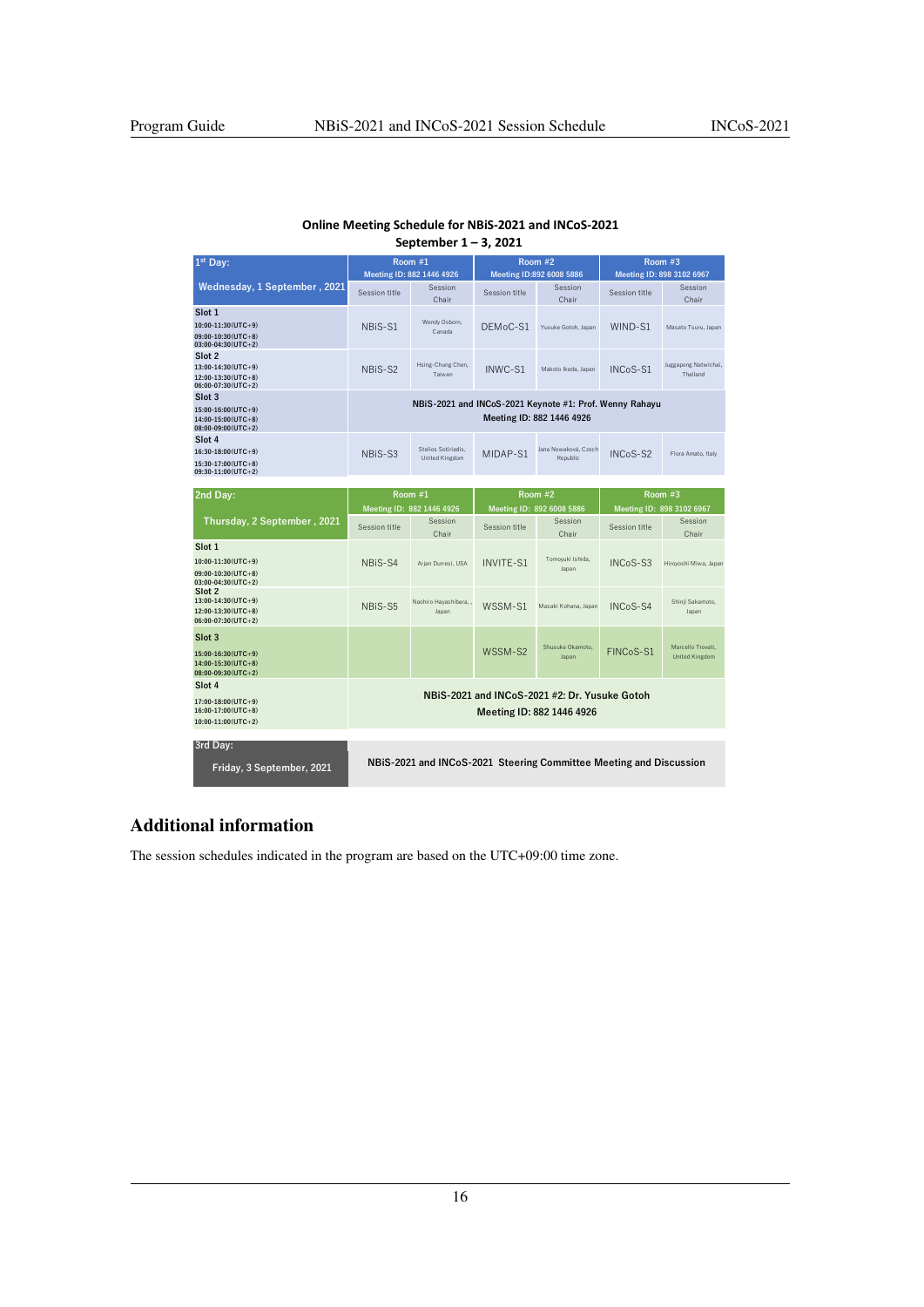**Online Meeting Schedule for NBiS-2021 and INCoS-2021**
**September 1 – 3, 2021**

| 1st Day: Wednesday, 1 September, 2021 | Room #1 Meeting ID: 882 1446 4926 | | Room #2 Meeting ID:892 6008 5886 | | Room #3 Meeting ID: 898 3102 6967 | |
|---|---|---|---|---|---|---|
| | Session title | Session Chair | Session title | Session Chair | Session title | Session Chair |
| Slot 1 10:00-11:30(UTC+9) 09:00-10:30(UTC+8) 03:00-04:30(UTC+2) | NBiS-S1 | Wendy Osborn, Canada | DEMoC-S1 | Yusuke Gotoh, Japan | WIND-S1 | Masato Tsuru, Japan |
| Slot 2 13:00-14:30(UTC+9) 12:00-13:30(UTC+8) 06:00-07:30(UTC+2) | NBiS-S2 | Hsing-Chung Chen, Taiwan | INWC-S1 | Makoto Ikeda, Japan | INCoS-S1 | Juggapong Natwichai, Thailand |
| Slot 3 15:00-16:00(UTC+9) 14:00-15:00(UTC+8) 08:00-09:00(UTC+2) | NBiS-2021 and INCoS-2021 Keynote #1: Prof. Wenny Rahayu Meeting ID: 882 1446 4926 | | | | | |
| Slot 4 16:30-18:00(UTC+9) 15:30-17:00(UTC+8) 09:30-11:00(UTC+2) | NBiS-S3 | Stelios Sotiriadis, United Kingdom | MIDAP-S1 | Jana Nowaková, Czech Republic | INCoS-S2 | Flora Amato, Italy |

| 2nd Day: Thursday, 2 September, 2021 | Room #1 Meeting ID: 882 1446 4926 | | Room #2 Meeting ID: 892 6008 5886 | | Room #3 Meeting ID: 898 3102 6967 | |
|---|---|---|---|---|---|---|
| | Session title | Session Chair | Session title | Session Chair | Session title | Session Chair |
| Slot 1 10:00-11:30(UTC+9) 09:00-10:30(UTC+8) 03:00-04:30(UTC+2) | NBiS-S4 | Arjan Durresi, USA | INVITE-S1 | Tomoyuki Ishida, Japan | INCoS-S3 | Hiroyoshi Miwa, Japan |
| Slot 2 13:00-14:30(UTC+9) 12:00-13:30(UTC+8) 06:00-07:30(UTC+2) | NBiS-S5 | Naohiro Hayashibara, Japan | WSSM-S1 | Masaki Kohana, Japan | INCoS-S4 | Shinji Sakamoto, Japan |
| Slot 3 15:00-16:30(UTC+9) 14:00-15:30(UTC+8) 08:00-09:30(UTC+2) | | | WSSM-S2 | Shusuke Okamoto, Japan | FINCoS-S1 | Marcello Trovati, United Kingdom |
| Slot 4 17:00-18:00(UTC+9) 16:00-17:00(UTC+8) 10:00-11:00(UTC+2) | NBiS-2021 and INCoS-2021 #2: Dr. Yusuke Gotoh Meeting ID: 882 1446 4926 | | | | | |

| 3rd Day: Friday, 3 September, 2021 | |
|---|---|
| | NBiS-2021 and INCoS-2021 Steering Committee Meeting and Discussion |

## Additional information

The session schedules indicated in the program are based on the UTC+09:00 time zone.